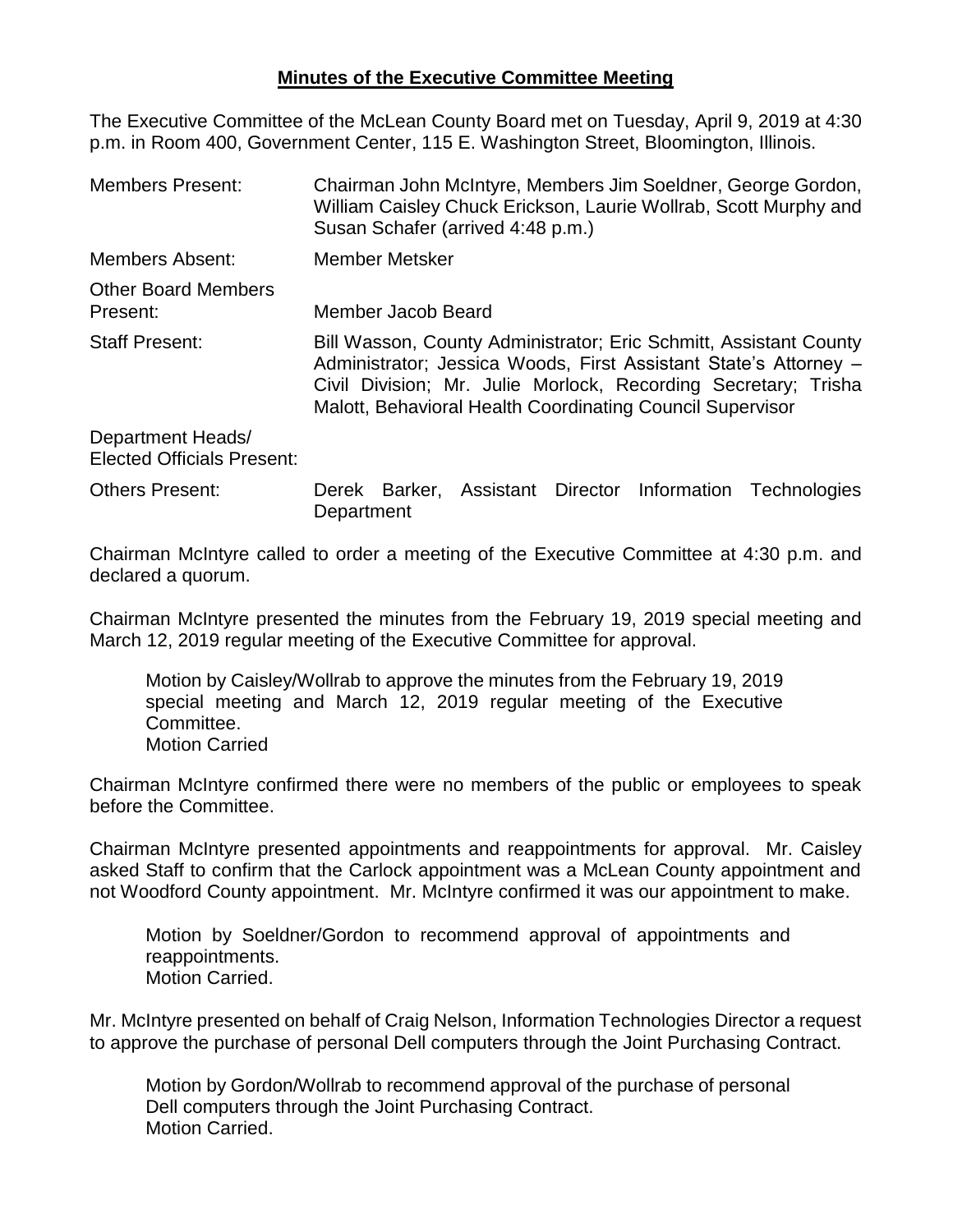# **Minutes of the Executive Committee Meeting**

The Executive Committee of the McLean County Board met on Tuesday, April 9, 2019 at 4:30 p.m. in Room 400, Government Center, 115 E. Washington Street, Bloomington, Illinois.

| | |
|---|---|
| Members Present: | Chairman John McIntyre, Members Jim Soeldner, George Gordon, William Caisley Chuck Erickson, Laurie Wollrab, Scott Murphy and Susan Schafer (arrived 4:48 p.m.) |
| Members Absent: | Member Metsker |
| Other Board Members Present: | Member Jacob Beard |
| Staff Present: | Bill Wasson, County Administrator; Eric Schmitt, Assistant County Administrator; Jessica Woods, First Assistant State's Attorney – Civil Division; Mr. Julie Morlock, Recording Secretary; Trisha Malott, Behavioral Health Coordinating Council Supervisor |
| Department Heads/ Elected Officials Present: | |
| Others Present: | Derek Barker, Assistant Director Information Technologies Department |

Chairman McIntyre called to order a meeting of the Executive Committee at 4:30 p.m. and declared a quorum.

Chairman McIntyre presented the minutes from the February 19, 2019 special meeting and March 12, 2019 regular meeting of the Executive Committee for approval.

> Motion by Caisley/Wollrab to approve the minutes from the February 19, 2019 special meeting and March 12, 2019 regular meeting of the Executive Committee.
> Motion Carried

Chairman McIntyre confirmed there were no members of the public or employees to speak before the Committee.

Chairman McIntyre presented appointments and reappointments for approval. Mr. Caisley asked Staff to confirm that the Carlock appointment was a McLean County appointment and not Woodford County appointment. Mr. McIntyre confirmed it was our appointment to make.

> Motion by Soeldner/Gordon to recommend approval of appointments and reappointments.
> Motion Carried.

Mr. McIntyre presented on behalf of Craig Nelson, Information Technologies Director a request to approve the purchase of personal Dell computers through the Joint Purchasing Contract.

> Motion by Gordon/Wollrab to recommend approval of the purchase of personal Dell computers through the Joint Purchasing Contract.
> Motion Carried.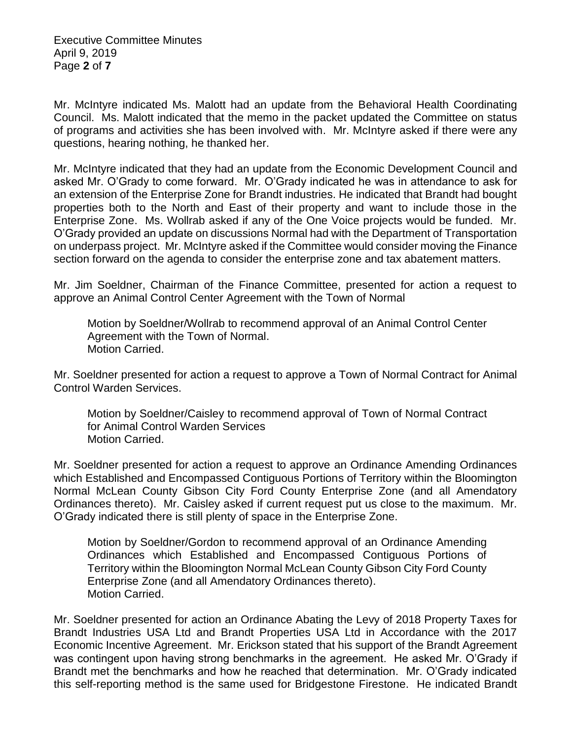Mr. McIntyre indicated Ms. Malott had an update from the Behavioral Health Coordinating Council. Ms. Malott indicated that the memo in the packet updated the Committee on status of programs and activities she has been involved with. Mr. McIntyre asked if there were any questions, hearing nothing, he thanked her.

Mr. McIntyre indicated that they had an update from the Economic Development Council and asked Mr. O'Grady to come forward. Mr. O'Grady indicated he was in attendance to ask for an extension of the Enterprise Zone for Brandt industries. He indicated that Brandt had bought properties both to the North and East of their property and want to include those in the Enterprise Zone. Ms. Wollrab asked if any of the One Voice projects would be funded. Mr. O'Grady provided an update on discussions Normal had with the Department of Transportation on underpass project. Mr. McIntyre asked if the Committee would consider moving the Finance section forward on the agenda to consider the enterprise zone and tax abatement matters.

Mr. Jim Soeldner, Chairman of the Finance Committee, presented for action a request to approve an Animal Control Center Agreement with the Town of Normal

> Motion by Soeldner/Wollrab to recommend approval of an Animal Control Center Agreement with the Town of Normal.
> Motion Carried.

Mr. Soeldner presented for action a request to approve a Town of Normal Contract for Animal Control Warden Services.

> Motion by Soeldner/Caisley to recommend approval of Town of Normal Contract for Animal Control Warden Services
> Motion Carried.

Mr. Soeldner presented for action a request to approve an Ordinance Amending Ordinances which Established and Encompassed Contiguous Portions of Territory within the Bloomington Normal McLean County Gibson City Ford County Enterprise Zone (and all Amendatory Ordinances thereto). Mr. Caisley asked if current request put us close to the maximum. Mr. O'Grady indicated there is still plenty of space in the Enterprise Zone.

> Motion by Soeldner/Gordon to recommend approval of an Ordinance Amending Ordinances which Established and Encompassed Contiguous Portions of Territory within the Bloomington Normal McLean County Gibson City Ford County Enterprise Zone (and all Amendatory Ordinances thereto).
> Motion Carried.

Mr. Soeldner presented for action an Ordinance Abating the Levy of 2018 Property Taxes for Brandt Industries USA Ltd and Brandt Properties USA Ltd in Accordance with the 2017 Economic Incentive Agreement. Mr. Erickson stated that his support of the Brandt Agreement was contingent upon having strong benchmarks in the agreement. He asked Mr. O'Grady if Brandt met the benchmarks and how he reached that determination. Mr. O'Grady indicated this self-reporting method is the same used for Bridgestone Firestone. He indicated Brandt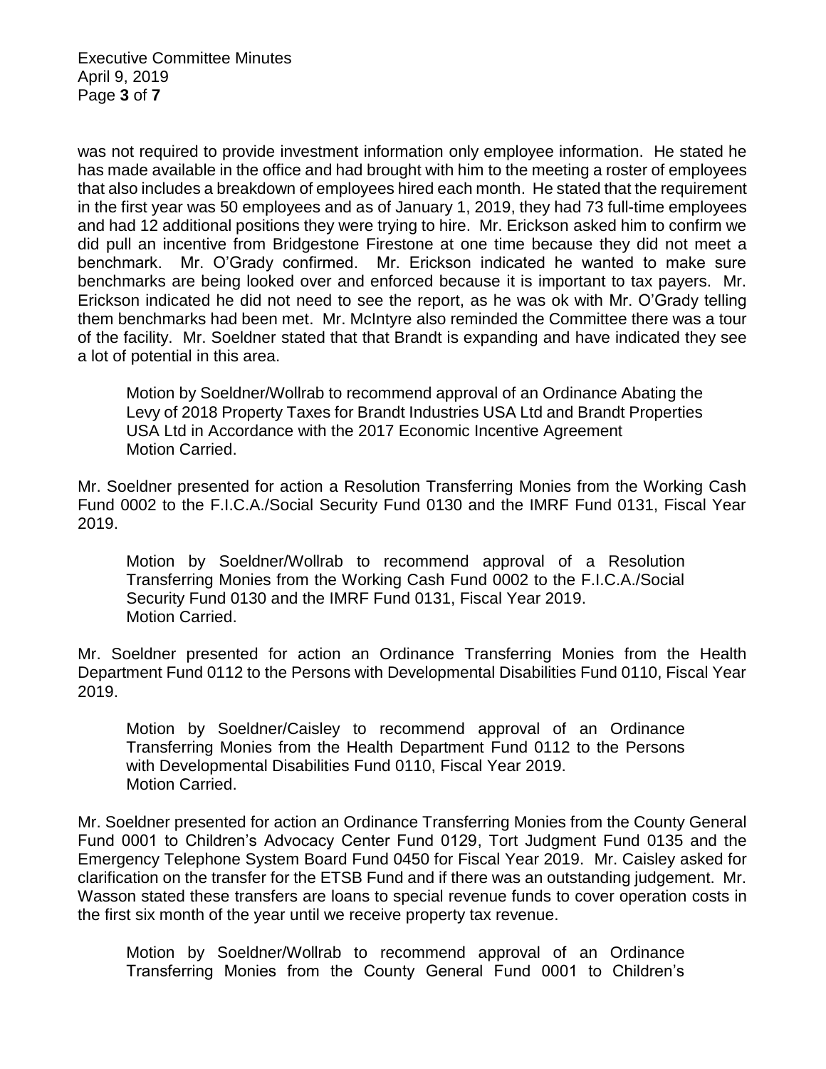was not required to provide investment information only employee information. He stated he has made available in the office and had brought with him to the meeting a roster of employees that also includes a breakdown of employees hired each month. He stated that the requirement in the first year was 50 employees and as of January 1, 2019, they had 73 full-time employees and had 12 additional positions they were trying to hire. Mr. Erickson asked him to confirm we did pull an incentive from Bridgestone Firestone at one time because they did not meet a benchmark. Mr. O'Grady confirmed. Mr. Erickson indicated he wanted to make sure benchmarks are being looked over and enforced because it is important to tax payers. Mr. Erickson indicated he did not need to see the report, as he was ok with Mr. O'Grady telling them benchmarks had been met. Mr. McIntyre also reminded the Committee there was a tour of the facility. Mr. Soeldner stated that that Brandt is expanding and have indicated they see a lot of potential in this area.

> Motion by Soeldner/Wollrab to recommend approval of an Ordinance Abating the Levy of 2018 Property Taxes for Brandt Industries USA Ltd and Brandt Properties USA Ltd in Accordance with the 2017 Economic Incentive Agreement
> Motion Carried.

Mr. Soeldner presented for action a Resolution Transferring Monies from the Working Cash Fund 0002 to the F.I.C.A./Social Security Fund 0130 and the IMRF Fund 0131, Fiscal Year 2019.

> Motion by Soeldner/Wollrab to recommend approval of a Resolution Transferring Monies from the Working Cash Fund 0002 to the F.I.C.A./Social Security Fund 0130 and the IMRF Fund 0131, Fiscal Year 2019.
> Motion Carried.

Mr. Soeldner presented for action an Ordinance Transferring Monies from the Health Department Fund 0112 to the Persons with Developmental Disabilities Fund 0110, Fiscal Year 2019.

> Motion by Soeldner/Caisley to recommend approval of an Ordinance Transferring Monies from the Health Department Fund 0112 to the Persons with Developmental Disabilities Fund 0110, Fiscal Year 2019.
> Motion Carried.

Mr. Soeldner presented for action an Ordinance Transferring Monies from the County General Fund 0001 to Children's Advocacy Center Fund 0129, Tort Judgment Fund 0135 and the Emergency Telephone System Board Fund 0450 for Fiscal Year 2019. Mr. Caisley asked for clarification on the transfer for the ETSB Fund and if there was an outstanding judgement. Mr. Wasson stated these transfers are loans to special revenue funds to cover operation costs in the first six month of the year until we receive property tax revenue.

> Motion by Soeldner/Wollrab to recommend approval of an Ordinance Transferring Monies from the County General Fund 0001 to Children's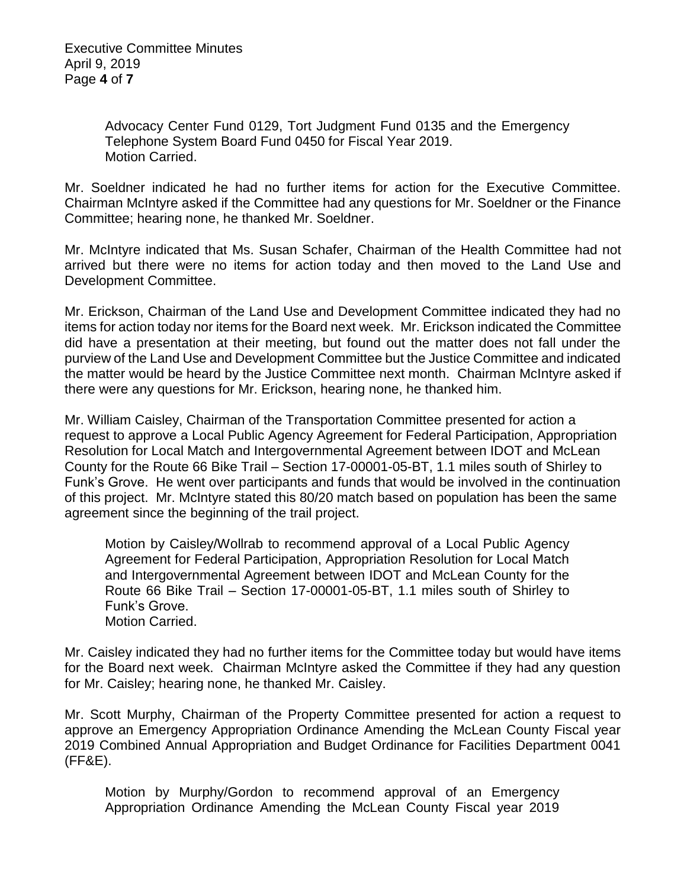Advocacy Center Fund 0129, Tort Judgment Fund 0135 and the Emergency Telephone System Board Fund 0450 for Fiscal Year 2019.
Motion Carried.

Mr. Soeldner indicated he had no further items for action for the Executive Committee. Chairman McIntyre asked if the Committee had any questions for Mr. Soeldner or the Finance Committee; hearing none, he thanked Mr. Soeldner.

Mr. McIntyre indicated that Ms. Susan Schafer, Chairman of the Health Committee had not arrived but there were no items for action today and then moved to the Land Use and Development Committee.

Mr. Erickson, Chairman of the Land Use and Development Committee indicated they had no items for action today nor items for the Board next week. Mr. Erickson indicated the Committee did have a presentation at their meeting, but found out the matter does not fall under the purview of the Land Use and Development Committee but the Justice Committee and indicated the matter would be heard by the Justice Committee next month. Chairman McIntyre asked if there were any questions for Mr. Erickson, hearing none, he thanked him.

Mr. William Caisley, Chairman of the Transportation Committee presented for action a request to approve a Local Public Agency Agreement for Federal Participation, Appropriation Resolution for Local Match and Intergovernmental Agreement between IDOT and McLean County for the Route 66 Bike Trail – Section 17-00001-05-BT, 1.1 miles south of Shirley to Funk's Grove. He went over participants and funds that would be involved in the continuation of this project. Mr. McIntyre stated this 80/20 match based on population has been the same agreement since the beginning of the trail project.

Motion by Caisley/Wollrab to recommend approval of a Local Public Agency Agreement for Federal Participation, Appropriation Resolution for Local Match and Intergovernmental Agreement between IDOT and McLean County for the Route 66 Bike Trail – Section 17-00001-05-BT, 1.1 miles south of Shirley to Funk's Grove.
Motion Carried.

Mr. Caisley indicated they had no further items for the Committee today but would have items for the Board next week. Chairman McIntyre asked the Committee if they had any question for Mr. Caisley; hearing none, he thanked Mr. Caisley.

Mr. Scott Murphy, Chairman of the Property Committee presented for action a request to approve an Emergency Appropriation Ordinance Amending the McLean County Fiscal year 2019 Combined Annual Appropriation and Budget Ordinance for Facilities Department 0041 (FF&E).

Motion by Murphy/Gordon to recommend approval of an Emergency Appropriation Ordinance Amending the McLean County Fiscal year 2019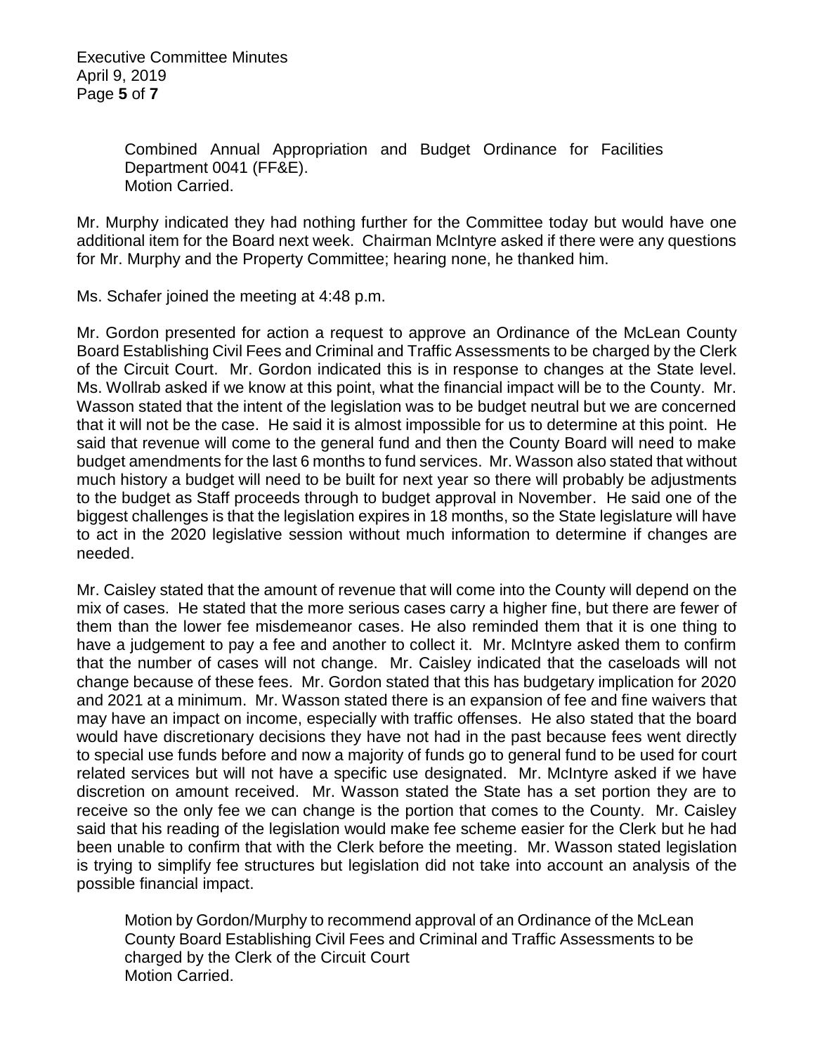Combined Annual Appropriation and Budget Ordinance for Facilities Department 0041 (FF&E).
Motion Carried.

Mr. Murphy indicated they had nothing further for the Committee today but would have one additional item for the Board next week. Chairman McIntyre asked if there were any questions for Mr. Murphy and the Property Committee; hearing none, he thanked him.

Ms. Schafer joined the meeting at 4:48 p.m.

Mr. Gordon presented for action a request to approve an Ordinance of the McLean County Board Establishing Civil Fees and Criminal and Traffic Assessments to be charged by the Clerk of the Circuit Court. Mr. Gordon indicated this is in response to changes at the State level. Ms. Wollrab asked if we know at this point, what the financial impact will be to the County. Mr. Wasson stated that the intent of the legislation was to be budget neutral but we are concerned that it will not be the case. He said it is almost impossible for us to determine at this point. He said that revenue will come to the general fund and then the County Board will need to make budget amendments for the last 6 months to fund services. Mr. Wasson also stated that without much history a budget will need to be built for next year so there will probably be adjustments to the budget as Staff proceeds through to budget approval in November. He said one of the biggest challenges is that the legislation expires in 18 months, so the State legislature will have to act in the 2020 legislative session without much information to determine if changes are needed.

Mr. Caisley stated that the amount of revenue that will come into the County will depend on the mix of cases. He stated that the more serious cases carry a higher fine, but there are fewer of them than the lower fee misdemeanor cases. He also reminded them that it is one thing to have a judgement to pay a fee and another to collect it. Mr. McIntyre asked them to confirm that the number of cases will not change. Mr. Caisley indicated that the caseloads will not change because of these fees. Mr. Gordon stated that this has budgetary implication for 2020 and 2021 at a minimum. Mr. Wasson stated there is an expansion of fee and fine waivers that may have an impact on income, especially with traffic offenses. He also stated that the board would have discretionary decisions they have not had in the past because fees went directly to special use funds before and now a majority of funds go to general fund to be used for court related services but will not have a specific use designated. Mr. McIntyre asked if we have discretion on amount received. Mr. Wasson stated the State has a set portion they are to receive so the only fee we can change is the portion that comes to the County. Mr. Caisley said that his reading of the legislation would make fee scheme easier for the Clerk but he had been unable to confirm that with the Clerk before the meeting. Mr. Wasson stated legislation is trying to simplify fee structures but legislation did not take into account an analysis of the possible financial impact.

Motion by Gordon/Murphy to recommend approval of an Ordinance of the McLean County Board Establishing Civil Fees and Criminal and Traffic Assessments to be charged by the Clerk of the Circuit Court
Motion Carried.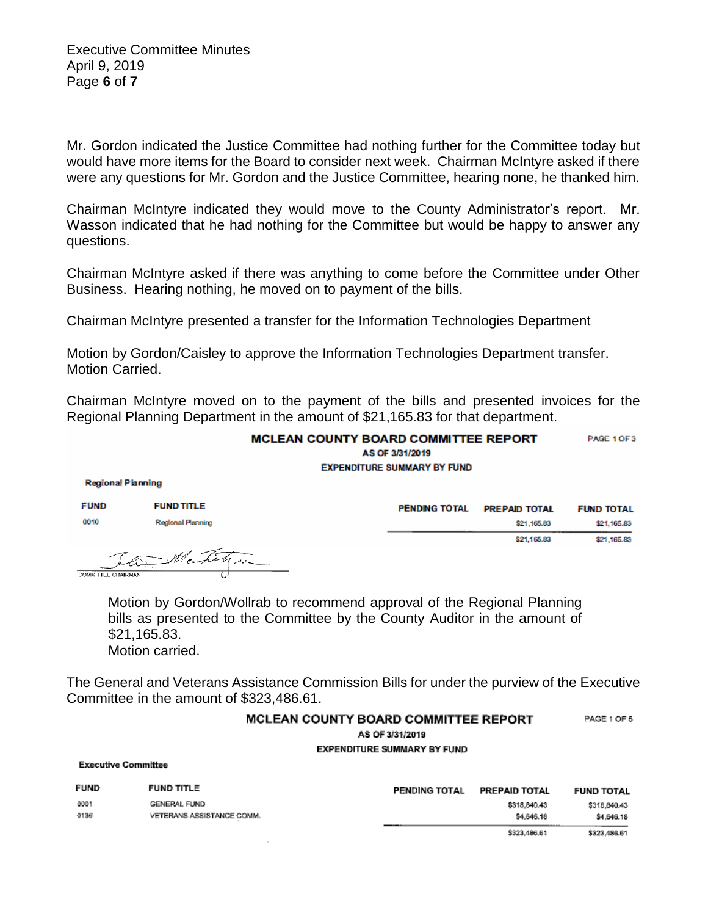Mr. Gordon indicated the Justice Committee had nothing further for the Committee today but would have more items for the Board to consider next week. Chairman McIntyre asked if there were any questions for Mr. Gordon and the Justice Committee, hearing none, he thanked him.

Chairman McIntyre indicated they would move to the County Administrator's report. Mr. Wasson indicated that he had nothing for the Committee but would be happy to answer any questions.

Chairman McIntyre asked if there was anything to come before the Committee under Other Business. Hearing nothing, he moved on to payment of the bills.

Chairman McIntyre presented a transfer for the Information Technologies Department

Motion by Gordon/Caisley to approve the Information Technologies Department transfer.
Motion Carried.

Chairman McIntyre moved on to the payment of the bills and presented invoices for the Regional Planning Department in the amount of $21,165.83 for that department.

**MCLEAN COUNTY BOARD COMMITTEE REPORT** PAGE 1 OF 3
AS OF 3/31/2019
EXPENDITURE SUMMARY BY FUND

**Regional Planning**

| FUND | FUND TITLE | PENDING TOTAL | PREPAID TOTAL | FUND TOTAL |
|---|---|---|---|---|
| 0010 | Regional Planning | | $21,165.83 | $21,165.83 |
| | | | $21,165.83 | $21,165.83 |

COMMITTEE CHAIRMAN

Motion by Gordon/Wollrab to recommend approval of the Regional Planning bills as presented to the Committee by the County Auditor in the amount of $21,165.83.
Motion carried.

The General and Veterans Assistance Commission Bills for under the purview of the Executive Committee in the amount of $323,486.61.

**MCLEAN COUNTY BOARD COMMITTEE REPORT** PAGE 1 OF 5
AS OF 3/31/2019
EXPENDITURE SUMMARY BY FUND

**Executive Committee**

| FUND | FUND TITLE | PENDING TOTAL | PREPAID TOTAL | FUND TOTAL |
|---|---|---|---|---|
| 0001 | GENERAL FUND | | $318,840.43 | $318,840.43 |
| 0136 | VETERANS ASSISTANCE COMM. | | $4,646.18 | $4,646.18 |
| | | | $323,486.61 | $323,486.61 |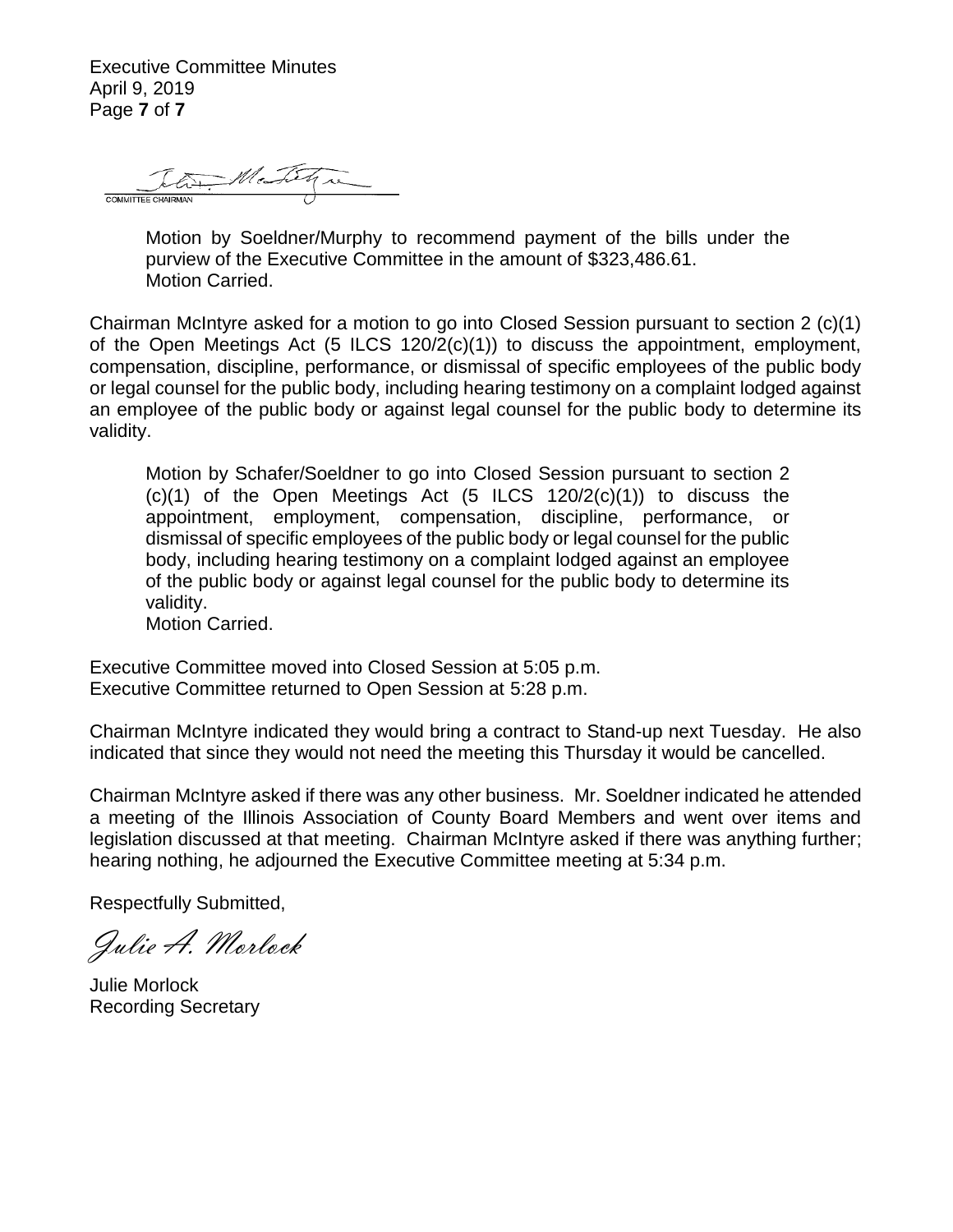COMMITTEE CHAIRMAN

Motion by Soeldner/Murphy to recommend payment of the bills under the purview of the Executive Committee in the amount of $323,486.61.
Motion Carried.

Chairman McIntyre asked for a motion to go into Closed Session pursuant to section 2 (c)(1) of the Open Meetings Act (5 ILCS 120/2(c)(1)) to discuss the appointment, employment, compensation, discipline, performance, or dismissal of specific employees of the public body or legal counsel for the public body, including hearing testimony on a complaint lodged against an employee of the public body or against legal counsel for the public body to determine its validity.

Motion by Schafer/Soeldner to go into Closed Session pursuant to section 2 (c)(1) of the Open Meetings Act (5 ILCS 120/2(c)(1)) to discuss the appointment, employment, compensation, discipline, performance, or dismissal of specific employees of the public body or legal counsel for the public body, including hearing testimony on a complaint lodged against an employee of the public body or against legal counsel for the public body to determine its validity.
Motion Carried.

Executive Committee moved into Closed Session at 5:05 p.m.
Executive Committee returned to Open Session at 5:28 p.m.

Chairman McIntyre indicated they would bring a contract to Stand-up next Tuesday. He also indicated that since they would not need the meeting this Thursday it would be cancelled.

Chairman McIntyre asked if there was any other business. Mr. Soeldner indicated he attended a meeting of the Illinois Association of County Board Members and went over items and legislation discussed at that meeting. Chairman McIntyre asked if there was anything further; hearing nothing, he adjourned the Executive Committee meeting at 5:34 p.m.

Respectfully Submitted,

*Julie A. Morlock*

Julie Morlock
Recording Secretary